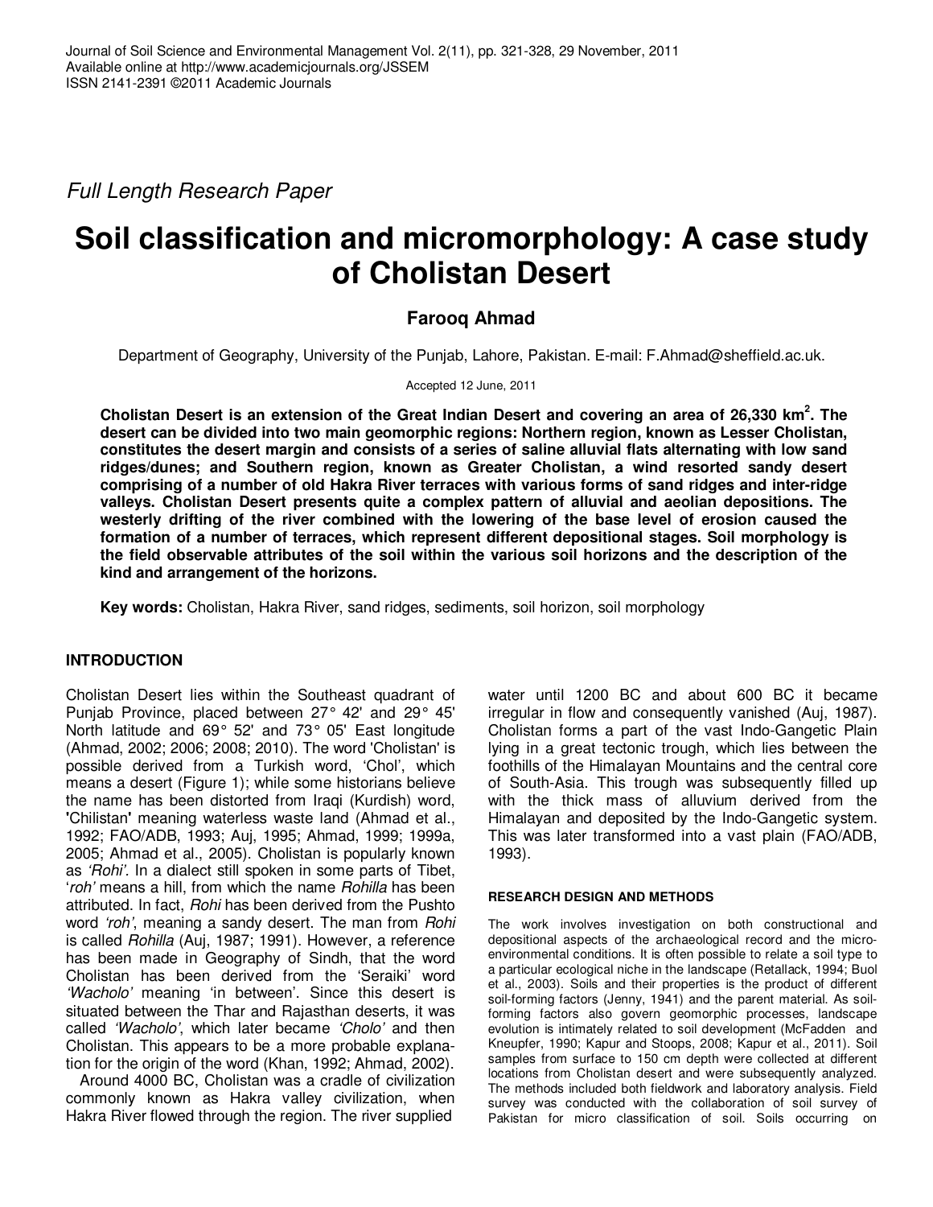Journal of Soil Science and Environmental Management Vol. 2(11), pp. 321-328, 29 November, 2011
Available online at http://www.academicjournals.org/JSSEM
ISSN 2141-2391 ©2011 Academic Journals

*Full Length Research Paper*

# Soil classification and micromorphology: A case study of Cholistan Desert

**Farooq Ahmad**

Department of Geography, University of the Punjab, Lahore, Pakistan. E-mail: F.Ahmad@sheffield.ac.uk.

Accepted 12 June, 2011

**Cholistan Desert is an extension of the Great Indian Desert and covering an area of 26,330 km$^2$. The desert can be divided into two main geomorphic regions: Northern region, known as Lesser Cholistan, constitutes the desert margin and consists of a series of saline alluvial flats alternating with low sand ridges/dunes; and Southern region, known as Greater Cholistan, a wind resorted sandy desert comprising of a number of old Hakra River terraces with various forms of sand ridges and inter-ridge valleys. Cholistan Desert presents quite a complex pattern of alluvial and aeolian depositions. The westerly drifting of the river combined with the lowering of the base level of erosion caused the formation of a number of terraces, which represent different depositional stages. Soil morphology is the field observable attributes of the soil within the various soil horizons and the description of the kind and arrangement of the horizons.**

**Key words:** Cholistan, Hakra River, sand ridges, sediments, soil horizon, soil morphology

## INTRODUCTION

Cholistan Desert lies within the Southeast quadrant of Punjab Province, placed between 27° 42' and 29° 45' North latitude and 69° 52' and 73° 05' East longitude (Ahmad, 2002; 2006; 2008; 2010). The word 'Cholistan' is possible derived from a Turkish word, 'Chol', which means a desert (Figure 1); while some historians believe the name has been distorted from Iraqi (Kurdish) word, **'**Chilistan**'** meaning waterless waste land (Ahmad et al., 1992; FAO/ADB, 1993; Auj, 1995; Ahmad, 1999; 1999a, 2005; Ahmad et al., 2005). Cholistan is popularly known as *'Rohi'*. In a dialect still spoken in some parts of Tibet, '*roh'* means a hill, from which the name *Rohilla* has been attributed. In fact, *Rohi* has been derived from the Pushto word *'roh'*, meaning a sandy desert. The man from *Rohi* is called *Rohilla* (Auj, 1987; 1991). However, a reference has been made in Geography of Sindh, that the word Cholistan has been derived from the 'Seraiki' word *'Wacholo'* meaning 'in between'. Since this desert is situated between the Thar and Rajasthan deserts, it was called *'Wacholo'*, which later became *'Cholo'* and then Cholistan. This appears to be a more probable explanation for the origin of the word (Khan, 1992; Ahmad, 2002).

Around 4000 BC, Cholistan was a cradle of civilization commonly known as Hakra valley civilization, when Hakra River flowed through the region. The river supplied water until 1200 BC and about 600 BC it became irregular in flow and consequently vanished (Auj, 1987). Cholistan forms a part of the vast Indo-Gangetic Plain lying in a great tectonic trough, which lies between the foothills of the Himalayan Mountains and the central core of South-Asia. This trough was subsequently filled up with the thick mass of alluvium derived from the Himalayan and deposited by the Indo-Gangetic system. This was later transformed into a vast plain (FAO/ADB, 1993).

### RESEARCH DESIGN AND METHODS

The work involves investigation on both constructional and depositional aspects of the archaeological record and the micro-environmental conditions. It is often possible to relate a soil type to a particular ecological niche in the landscape (Retallack, 1994; Buol et al., 2003). Soils and their properties is the product of different soil-forming factors (Jenny, 1941) and the parent material. As soil-forming factors also govern geomorphic processes, landscape evolution is intimately related to soil development (McFadden and Kneupfer, 1990; Kapur and Stoops, 2008; Kapur et al., 2011). Soil samples from surface to 150 cm depth were collected at different locations from Cholistan desert and were subsequently analyzed. The methods included both fieldwork and laboratory analysis. Field survey was conducted with the collaboration of soil survey of Pakistan for micro classification of soil. Soils occurring on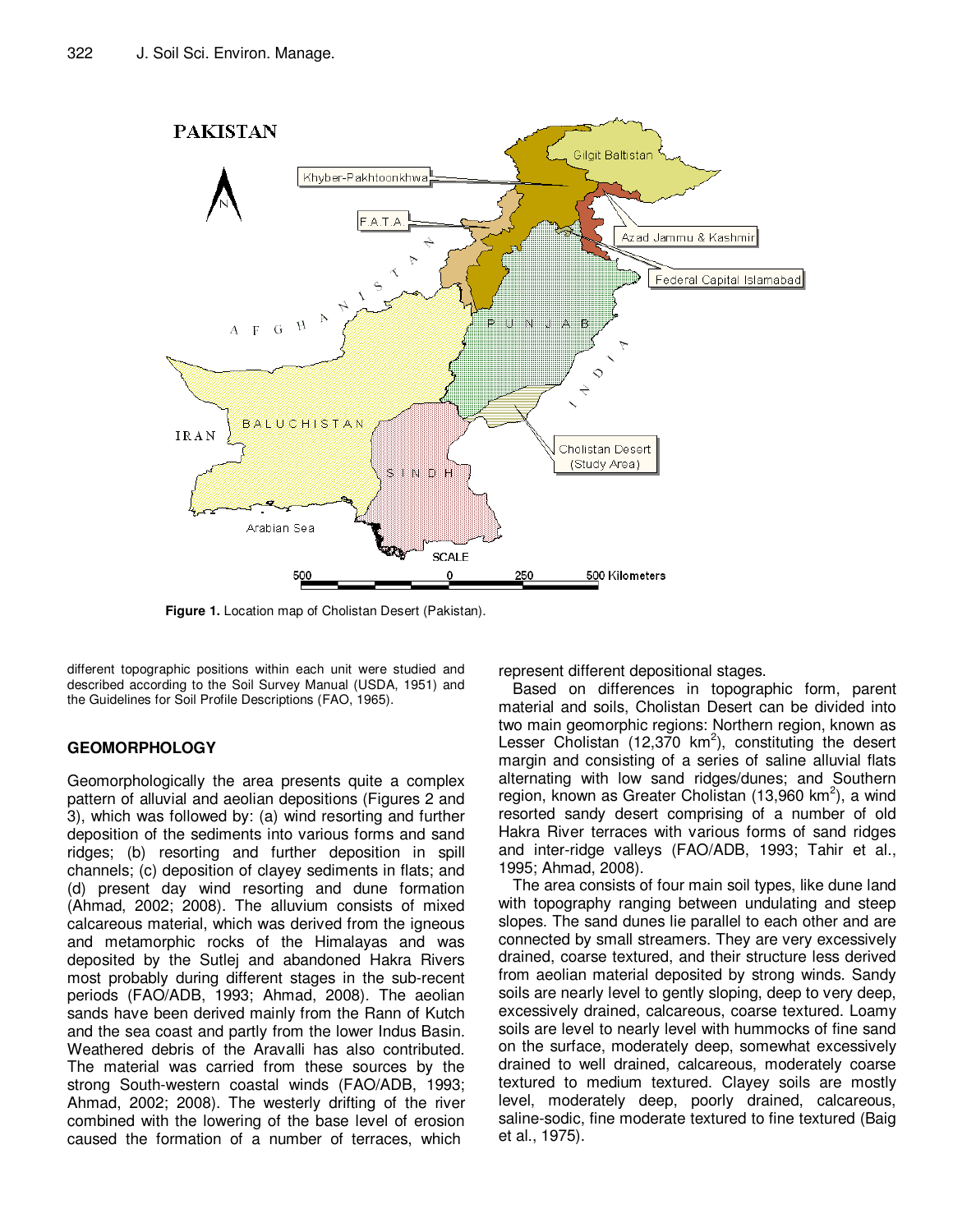Figure 1. Location map of Cholistan Desert (Pakistan).

different topographic positions within each unit were studied and described according to the Soil Survey Manual (USDA, 1951) and the Guidelines for Soil Profile Descriptions (FAO, 1965).

## GEOMORPHOLOGY

Geomorphologically the area presents quite a complex pattern of alluvial and aeolian depositions (Figures 2 and 3), which was followed by: (a) wind resorting and further deposition of the sediments into various forms and sand ridges; (b) resorting and further deposition in spill channels; (c) deposition of clayey sediments in flats; and (d) present day wind resorting and dune formation (Ahmad, 2002; 2008). The alluvium consists of mixed calcareous material, which was derived from the igneous and metamorphic rocks of the Himalayas and was deposited by the Sutlej and abandoned Hakra Rivers most probably during different stages in the sub-recent periods (FAO/ADB, 1993; Ahmad, 2008). The aeolian sands have been derived mainly from the Rann of Kutch and the sea coast and partly from the lower Indus Basin. Weathered debris of the Aravalli has also contributed. The material was carried from these sources by the strong South-western coastal winds (FAO/ADB, 1993; Ahmad, 2002; 2008). The westerly drifting of the river combined with the lowering of the base level of erosion caused the formation of a number of terraces, which represent different depositional stages.

Based on differences in topographic form, parent material and soils, Cholistan Desert can be divided into two main geomorphic regions: Northern region, known as Lesser Cholistan (12,370 $km^2$), constituting the desert margin and consisting of a series of saline alluvial flats alternating with low sand ridges/dunes; and Southern region, known as Greater Cholistan (13,960 $km^2$), a wind resorted sandy desert comprising of a number of old Hakra River terraces with various forms of sand ridges and inter-ridge valleys (FAO/ADB, 1993; Tahir et al., 1995; Ahmad, 2008).

The area consists of four main soil types, like dune land with topography ranging between undulating and steep slopes. The sand dunes lie parallel to each other and are connected by small streamers. They are very excessively drained, coarse textured, and their structure less derived from aeolian material deposited by strong winds. Sandy soils are nearly level to gently sloping, deep to very deep, excessively drained, calcareous, coarse textured. Loamy soils are level to nearly level with hummocks of fine sand on the surface, moderately deep, somewhat excessively drained to well drained, calcareous, moderately coarse textured to medium textured. Clayey soils are mostly level, moderately deep, poorly drained, calcareous, saline-sodic, fine moderate textured to fine textured (Baig et al., 1975).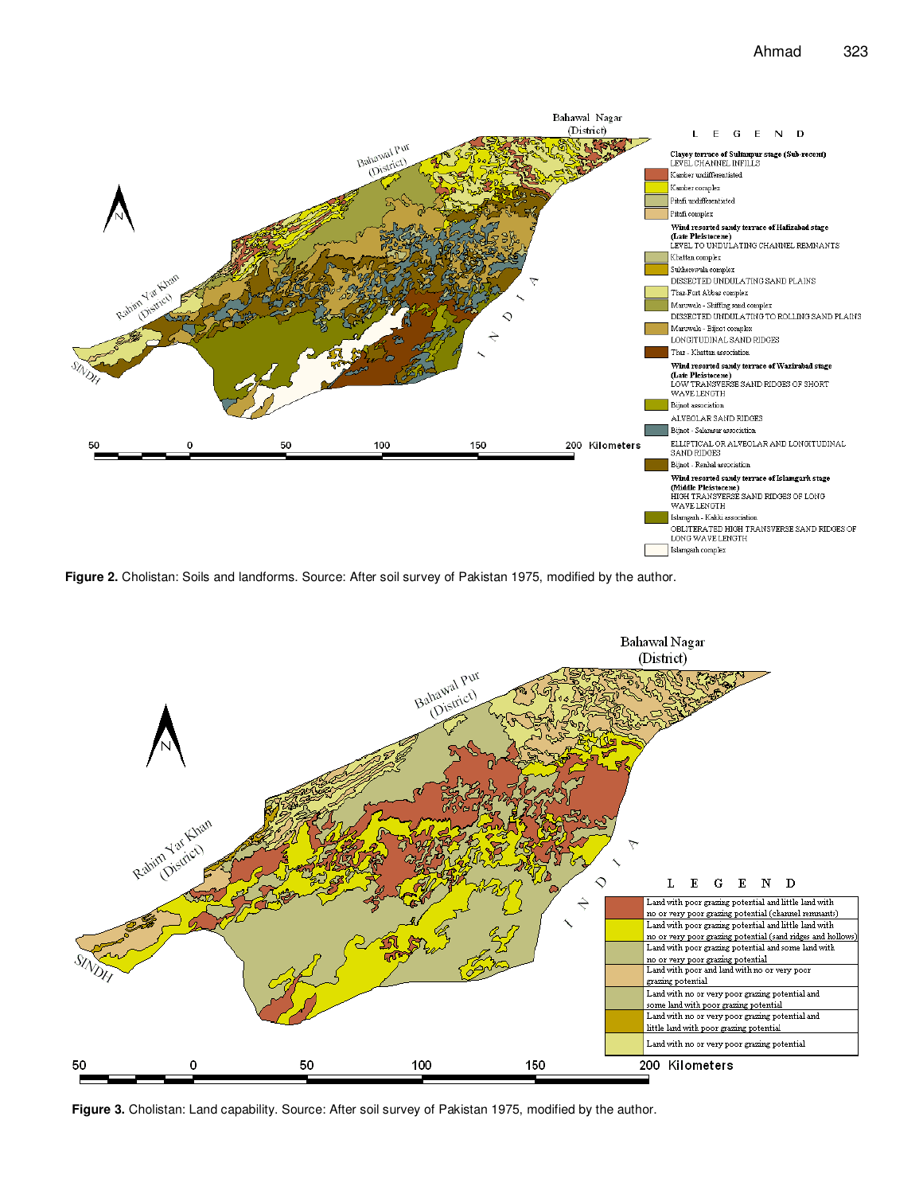**Figure 2.** Cholistan: Soils and landforms. Source: After soil survey of Pakistan 1975, modified by the author.

**Figure 3.** Cholistan: Land capability. Source: After soil survey of Pakistan 1975, modified by the author.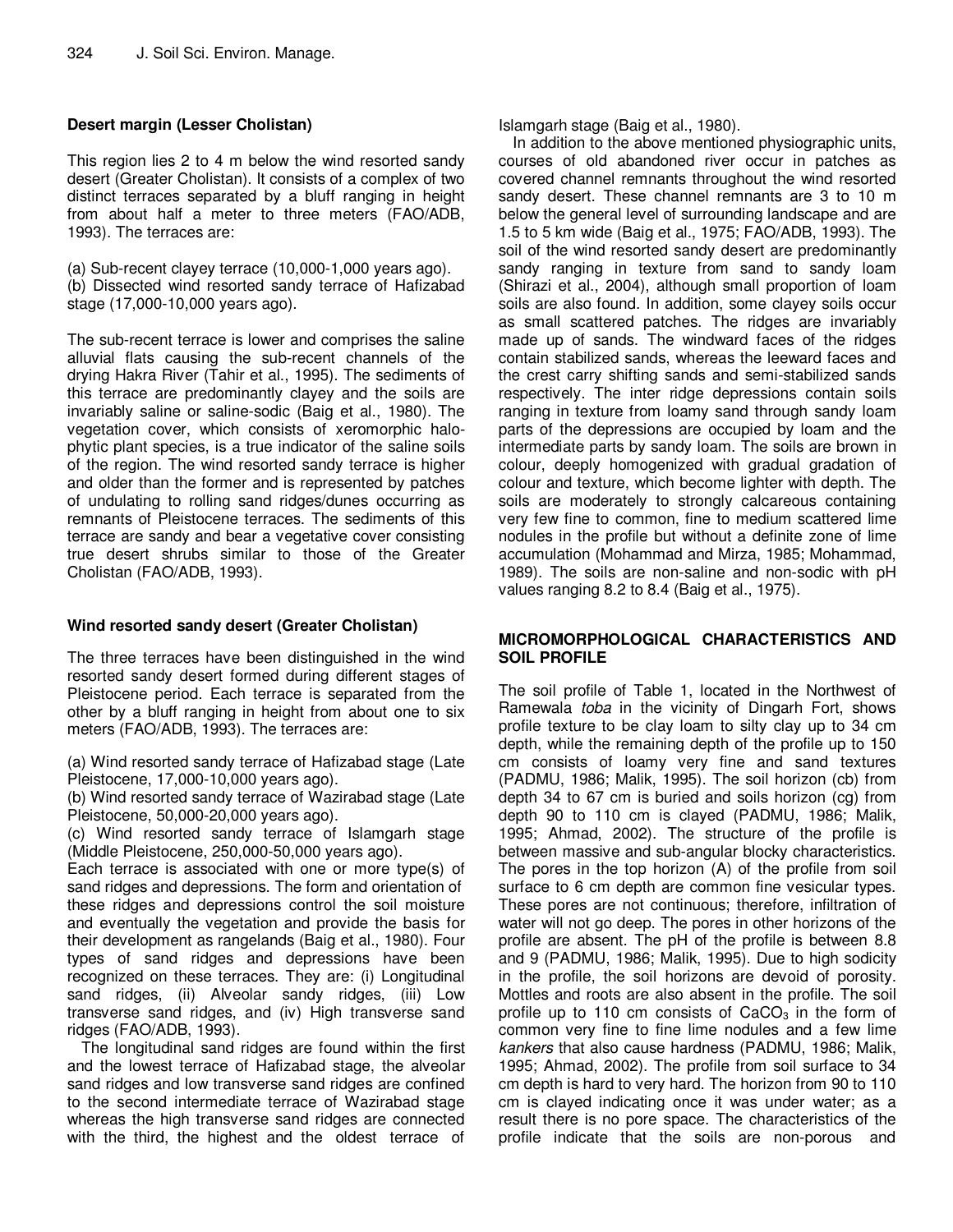### Desert margin (Lesser Cholistan)

This region lies 2 to 4 m below the wind resorted sandy desert (Greater Cholistan). It consists of a complex of two distinct terraces separated by a bluff ranging in height from about half a meter to three meters (FAO/ADB, 1993). The terraces are:

(a) Sub-recent clayey terrace (10,000-1,000 years ago).
(b) Dissected wind resorted sandy terrace of Hafizabad stage (17,000-10,000 years ago).

The sub-recent terrace is lower and comprises the saline alluvial flats causing the sub-recent channels of the drying Hakra River (Tahir et al., 1995). The sediments of this terrace are predominantly clayey and the soils are invariably saline or saline-sodic (Baig et al., 1980). The vegetation cover, which consists of xeromorphic halophytic plant species, is a true indicator of the saline soils of the region. The wind resorted sandy terrace is higher and older than the former and is represented by patches of undulating to rolling sand ridges/dunes occurring as remnants of Pleistocene terraces. The sediments of this terrace are sandy and bear a vegetative cover consisting true desert shrubs similar to those of the Greater Cholistan (FAO/ADB, 1993).

### Wind resorted sandy desert (Greater Cholistan)

The three terraces have been distinguished in the wind resorted sandy desert formed during different stages of Pleistocene period. Each terrace is separated from the other by a bluff ranging in height from about one to six meters (FAO/ADB, 1993). The terraces are:

(a) Wind resorted sandy terrace of Hafizabad stage (Late Pleistocene, 17,000-10,000 years ago).
(b) Wind resorted sandy terrace of Wazirabad stage (Late Pleistocene, 50,000-20,000 years ago).
(c) Wind resorted sandy terrace of Islamgarh stage (Middle Pleistocene, 250,000-50,000 years ago).

Each terrace is associated with one or more type(s) of sand ridges and depressions. The form and orientation of these ridges and depressions control the soil moisture and eventually the vegetation and provide the basis for their development as rangelands (Baig et al., 1980). Four types of sand ridges and depressions have been recognized on these terraces. They are: (i) Longitudinal sand ridges, (ii) Alveolar sandy ridges, (iii) Low transverse sand ridges, and (iv) High transverse sand ridges (FAO/ADB, 1993).

The longitudinal sand ridges are found within the first and the lowest terrace of Hafizabad stage, the alveolar sand ridges and low transverse sand ridges are confined to the second intermediate terrace of Wazirabad stage whereas the high transverse sand ridges are connected with the third, the highest and the oldest terrace of Islamgarh stage (Baig et al., 1980).

In addition to the above mentioned physiographic units, courses of old abandoned river occur in patches as covered channel remnants throughout the wind resorted sandy desert. These channel remnants are 3 to 10 m below the general level of surrounding landscape and are 1.5 to 5 km wide (Baig et al., 1975; FAO/ADB, 1993). The soil of the wind resorted sandy desert are predominantly sandy ranging in texture from sand to sandy loam (Shirazi et al., 2004), although small proportion of loam soils are also found. In addition, some clayey soils occur as small scattered patches. The ridges are invariably made up of sands. The windward faces of the ridges contain stabilized sands, whereas the leeward faces and the crest carry shifting sands and semi-stabilized sands respectively. The inter ridge depressions contain soils ranging in texture from loamy sand through sandy loam parts of the depressions are occupied by loam and the intermediate parts by sandy loam. The soils are brown in colour, deeply homogenized with gradual gradation of colour and texture, which become lighter with depth. The soils are moderately to strongly calcareous containing very few fine to common, fine to medium scattered lime nodules in the profile but without a definite zone of lime accumulation (Mohammad and Mirza, 1985; Mohammad, 1989). The soils are non-saline and non-sodic with pH values ranging 8.2 to 8.4 (Baig et al., 1975).

## MICROMORPHOLOGICAL CHARACTERISTICS AND SOIL PROFILE

The soil profile of Table 1, located in the Northwest of Ramewala *toba* in the vicinity of Dingarh Fort, shows profile texture to be clay loam to silty clay up to 34 cm depth, while the remaining depth of the profile up to 150 cm consists of loamy very fine and sand textures (PADMU, 1986; Malik, 1995). The soil horizon (cb) from depth 34 to 67 cm is buried and soils horizon (cg) from depth 90 to 110 cm is clayed (PADMU, 1986; Malik, 1995; Ahmad, 2002). The structure of the profile is between massive and sub-angular blocky characteristics. The pores in the top horizon (A) of the profile from soil surface to 6 cm depth are common fine vesicular types. These pores are not continuous; therefore, infiltration of water will not go deep. The pores in other horizons of the profile are absent. The pH of the profile is between 8.8 and 9 (PADMU, 1986; Malik, 1995). Due to high sodicity in the profile, the soil horizons are devoid of porosity. Mottles and roots are also absent in the profile. The soil profile up to 110 cm consists of $CaCO_3$ in the form of common very fine to fine lime nodules and a few lime *kankers* that also cause hardness (PADMU, 1986; Malik, 1995; Ahmad, 2002). The profile from soil surface to 34 cm depth is hard to very hard. The horizon from 90 to 110 cm is clayed indicating once it was under water; as a result there is no pore space. The characteristics of the profile indicate that the soils are non-porous and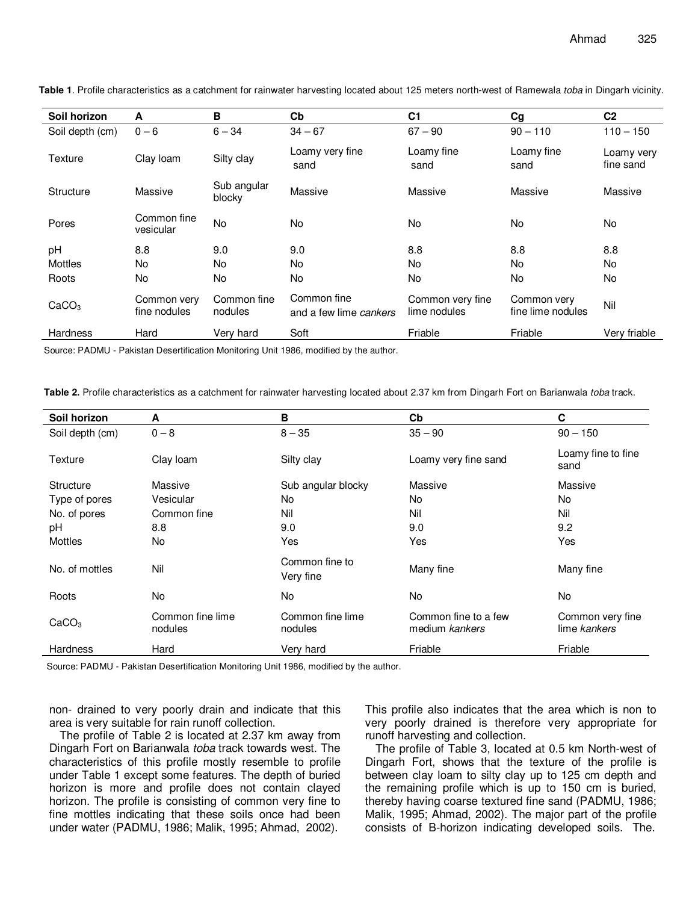**Table 1**. Profile characteristics as a catchment for rainwater harvesting located about 125 meters north-west of Ramewala *toba* in Dingarh vicinity.

| Soil horizon | A | B | Cb | C1 | Cg | C2 |
|---|---|---|---|---|---|---|
| Soil depth (cm) | 0 – 6 | 6 – 34 | 34 – 67 | 67 – 90 | 90 – 110 | 110 – 150 |
| Texture | Clay loam | Silty clay | Loamy very fine sand | Loamy fine sand | Loamy fine sand | Loamy very fine sand |
| Structure | Massive | Sub angular blocky | Massive | Massive | Massive | Massive |
| Pores | Common fine vesicular | No | No | No | No | No |
| pH | 8.8 | 9.0 | 9.0 | 8.8 | 8.8 | 8.8 |
| Mottles | No | No | No | No | No | No |
| Roots | No | No | No | No | No | No |
| $CaCO_3$ | Common very fine nodules | Common fine nodules | Common fine and a few lime *cankers* | Common very fine lime nodules | Common very fine lime nodules | Nil |
| Hardness | Hard | Very hard | Soft | Friable | Friable | Very friable |

Source: PADMU - Pakistan Desertification Monitoring Unit 1986, modified by the author.

**Table 2.** Profile characteristics as a catchment for rainwater harvesting located about 2.37 km from Dingarh Fort on Barianwala *toba* track.

| Soil horizon | A | B | Cb | C |
|---|---|---|---|---|
| Soil depth (cm) | 0 – 8 | 8 – 35 | 35 – 90 | 90 – 150 |
| Texture | Clay loam | Silty clay | Loamy very fine sand | Loamy fine to fine sand |
| Structure | Massive | Sub angular blocky | Massive | Massive |
| Type of pores | Vesicular | No | No | No |
| No. of pores | Common fine | Nil | Nil | Nil |
| pH | 8.8 | 9.0 | 9.0 | 9.2 |
| Mottles | No | Yes | Yes | Yes |
| No. of mottles | Nil | Common fine to Very fine | Many fine | Many fine |
| Roots | No | No | No | No |
| $CaCO_3$ | Common fine lime nodules | Common fine lime nodules | Common fine to a few medium *kankers* | Common very fine lime *kankers* |
| Hardness | Hard | Very hard | Friable | Friable |

Source: PADMU - Pakistan Desertification Monitoring Unit 1986, modified by the author.

non- drained to very poorly drain and indicate that this area is very suitable for rain runoff collection.

The profile of Table 2 is located at 2.37 km away from Dingarh Fort on Barianwala *toba* track towards west. The characteristics of this profile mostly resemble to profile under Table 1 except some features. The depth of buried horizon is more and profile does not contain clayed horizon. The profile is consisting of common very fine to fine mottles indicating that these soils once had been under water (PADMU, 1986; Malik, 1995; Ahmad, 2002). This profile also indicates that the area which is non to very poorly drained is therefore very appropriate for runoff harvesting and collection.

The profile of Table 3, located at 0.5 km North-west of Dingarh Fort, shows that the texture of the profile is between clay loam to silty clay up to 125 cm depth and the remaining profile which is up to 150 cm is buried, thereby having coarse textured fine sand (PADMU, 1986; Malik, 1995; Ahmad, 2002). The major part of the profile consists of B-horizon indicating developed soils. The.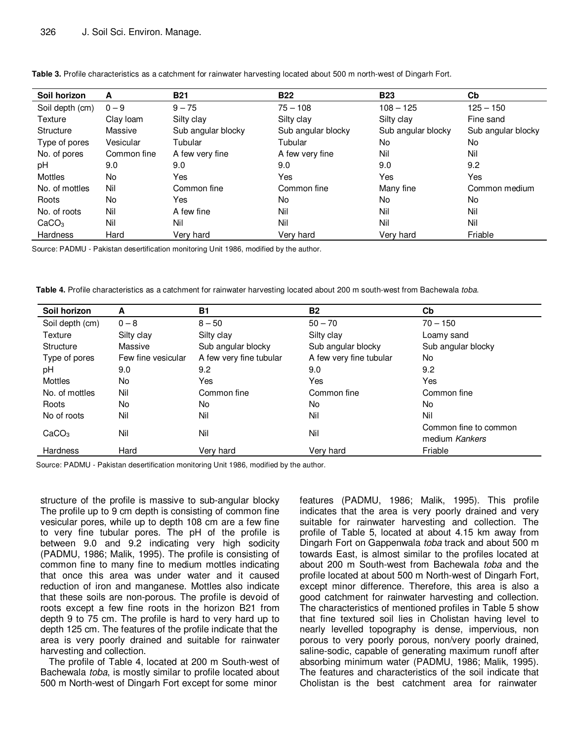**Table 3.** Profile characteristics as a catchment for rainwater harvesting located about 500 m north-west of Dingarh Fort.

| Soil horizon | A | B21 | B22 | B23 | Cb |
|---|---|---|---|---|---|
| Soil depth (cm) | 0 – 9 | 9 – 75 | 75 – 108 | 108 – 125 | 125 – 150 |
| Texture | Clay loam | Silty clay | Silty clay | Silty clay | Fine sand |
| Structure | Massive | Sub angular blocky | Sub angular blocky | Sub angular blocky | Sub angular blocky |
| Type of pores | Vesicular | Tubular | Tubular | No | No |
| No. of pores | Common fine | A few very fine | A few very fine | Nil | Nil |
| pH | 9.0 | 9.0 | 9.0 | 9.0 | 9.2 |
| Mottles | No | Yes | Yes | Yes | Yes |
| No. of mottles | Nil | Common fine | Common fine | Many fine | Common medium |
| Roots | No | Yes | No | No | No |
| No. of roots | Nil | A few fine | Nil | Nil | Nil |
| $CaCO_3$ | Nil | Nil | Nil | Nil | Nil |
| Hardness | Hard | Very hard | Very hard | Very hard | Friable |

Source: PADMU - Pakistan desertification monitoring Unit 1986, modified by the author.

**Table 4.** Profile characteristics as a catchment for rainwater harvesting located about 200 m south-west from Bachewala *toba*.

| Soil horizon | A | B1 | B2 | Cb |
|---|---|---|---|---|
| Soil depth (cm) | 0 – 8 | 8 – 50 | 50 – 70 | 70 – 150 |
| Texture | Silty clay | Silty clay | Silty clay | Loamy sand |
| Structure | Massive | Sub angular blocky | Sub angular blocky | Sub angular blocky |
| Type of pores | Few fine vesicular | A few very fine tubular | A few very fine tubular | No |
| pH | 9.0 | 9.2 | 9.0 | 9.2 |
| Mottles | No | Yes | Yes | Yes |
| No. of mottles | Nil | Common fine | Common fine | Common fine |
| Roots | No | No | No | No |
| No of roots | Nil | Nil | Nil | Nil |
| $CaCO_3$ | Nil | Nil | Nil | Common fine to common medium *Kankers* |
| Hardness | Hard | Very hard | Very hard | Friable |

Source: PADMU - Pakistan desertification monitoring Unit 1986, modified by the author.

structure of the profile is massive to sub-angular blocky The profile up to 9 cm depth is consisting of common fine vesicular pores, while up to depth 108 cm are a few fine to very fine tubular pores. The pH of the profile is between 9.0 and 9.2 indicating very high sodicity (PADMU, 1986; Malik, 1995). The profile is consisting of common fine to many fine to medium mottles indicating that once this area was under water and it caused reduction of iron and manganese. Mottles also indicate that these soils are non-porous. The profile is devoid of roots except a few fine roots in the horizon B21 from depth 9 to 75 cm. The profile is hard to very hard up to depth 125 cm. The features of the profile indicate that the area is very poorly drained and suitable for rainwater harvesting and collection.

The profile of Table 4, located at 200 m South-west of Bachewala *toba*, is mostly similar to profile located about 500 m North-west of Dingarh Fort except for some minor features (PADMU, 1986; Malik, 1995). This profile indicates that the area is very poorly drained and very suitable for rainwater harvesting and collection. The profile of Table 5, located at about 4.15 km away from Dingarh Fort on Gappenwala *toba* track and about 500 m towards East, is almost similar to the profiles located at about 200 m South-west from Bachewala *toba* and the profile located at about 500 m North-west of Dingarh Fort, except minor difference. Therefore, this area is also a good catchment for rainwater harvesting and collection. The characteristics of mentioned profiles in Table 5 show that fine textured soil lies in Cholistan having level to nearly levelled topography is dense, impervious, non porous to very poorly porous, non/very poorly drained, saline-sodic, capable of generating maximum runoff after absorbing minimum water (PADMU, 1986; Malik, 1995). The features and characteristics of the soil indicate that Cholistan is the best catchment area for rainwater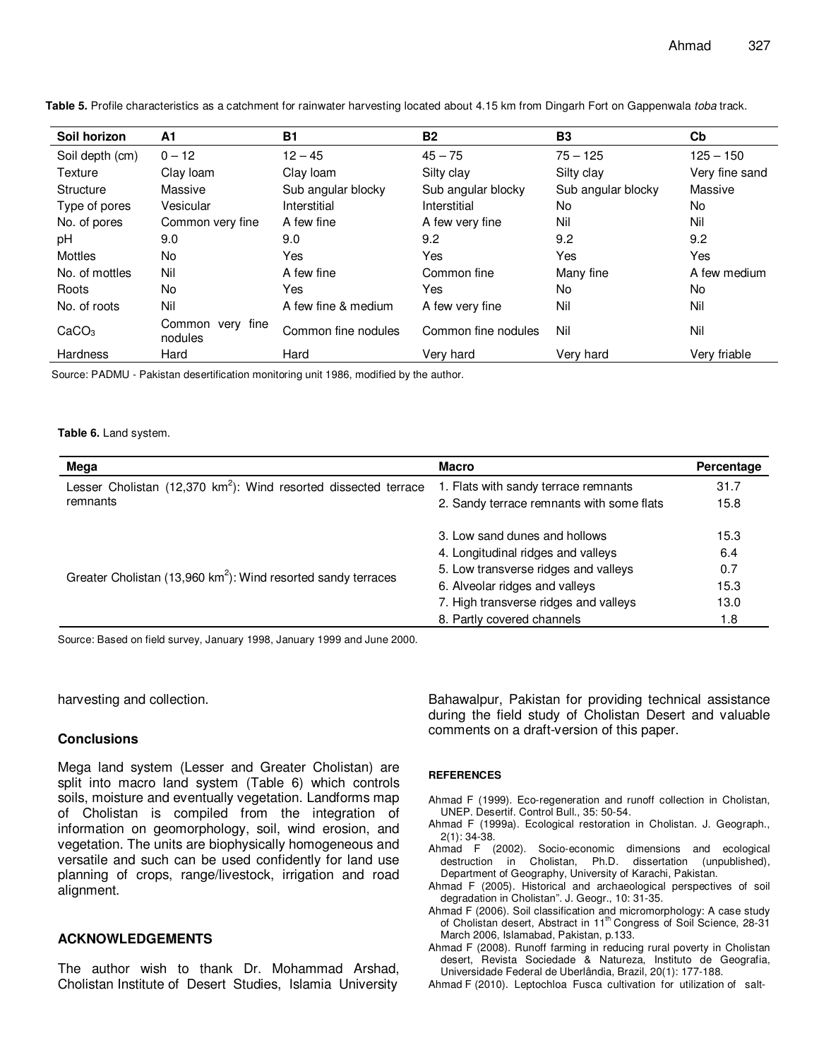**Table 5.** Profile characteristics as a catchment for rainwater harvesting located about 4.15 km from Dingarh Fort on Gappenwala *toba* track.

| Soil horizon | A1 | B1 | B2 | B3 | Cb |
|---|---|---|---|---|---|
| Soil depth (cm) | 0 – 12 | 12 – 45 | 45 – 75 | 75 – 125 | 125 – 150 |
| Texture | Clay loam | Clay loam | Silty clay | Silty clay | Very fine sand |
| Structure | Massive | Sub angular blocky | Sub angular blocky | Sub angular blocky | Massive |
| Type of pores | Vesicular | Interstitial | Interstitial | No | No |
| No. of pores | Common very fine | A few fine | A few very fine | Nil | Nil |
| pH | 9.0 | 9.0 | 9.2 | 9.2 | 9.2 |
| Mottles | No | Yes | Yes | Yes | Yes |
| No. of mottles | Nil | A few fine | Common fine | Many fine | A few medium |
| Roots | No | Yes | Yes | No | No |
| No. of roots | Nil | A few fine & medium | A few very fine | Nil | Nil |
| $CaCO_3$ | Common very fine nodules | Common fine nodules | Common fine nodules | Nil | Nil |
| Hardness | Hard | Hard | Very hard | Very hard | Very friable |

Source: PADMU - Pakistan desertification monitoring unit 1986, modified by the author.

**Table 6.** Land system.

| Mega | Macro | Percentage |
|---|---|---|
| Lesser Cholistan (12,370 km$^2$): Wind resorted dissected terrace remnants | 1. Flats with sandy terrace remnants | 31.7 |
| | 2. Sandy terrace remnants with some flats | 15.8 |
| Greater Cholistan (13,960 km$^2$): Wind resorted sandy terraces | 3. Low sand dunes and hollows | 15.3 |
| | 4. Longitudinal ridges and valleys | 6.4 |
| | 5. Low transverse ridges and valleys | 0.7 |
| | 6. Alveolar ridges and valleys | 15.3 |
| | 7. High transverse ridges and valleys | 13.0 |
| | 8. Partly covered channels | 1.8 |

Source: Based on field survey, January 1998, January 1999 and June 2000.

harvesting and collection.

## Conclusions

Mega land system (Lesser and Greater Cholistan) are split into macro land system (Table 6) which controls soils, moisture and eventually vegetation. Landforms map of Cholistan is compiled from the integration of information on geomorphology, soil, wind erosion, and vegetation. The units are biophysically homogeneous and versatile and such can be used confidently for land use planning of crops, range/livestock, irrigation and road alignment.

## ACKNOWLEDGEMENTS

The author wish to thank Dr. Mohammad Arshad, Cholistan Institute of Desert Studies, Islamia University Bahawalpur, Pakistan for providing technical assistance during the field study of Cholistan Desert and valuable comments on a draft-version of this paper.

## REFERENCES

Ahmad F (1999). Eco-regeneration and runoff collection in Cholistan, UNEP. Desertif. Control Bull., 35: 50-54.

Ahmad F (1999a). Ecological restoration in Cholistan. J. Geograph., 2(1): 34-38.

Ahmad F (2002). Socio-economic dimensions and ecological destruction in Cholistan, Ph.D. dissertation (unpublished), Department of Geography, University of Karachi, Pakistan.

Ahmad F (2005). Historical and archaeological perspectives of soil degradation in Cholistan". J. Geogr., 10: 31-35.

Ahmad F (2006). Soil classification and micromorphology: A case study of Cholistan desert, Abstract in 11th Congress of Soil Science, 28-31 March 2006, Islamabad, Pakistan, p.133.

Ahmad F (2008). Runoff farming in reducing rural poverty in Cholistan desert, Revista Sociedade & Natureza, Instituto de Geografia, Universidade Federal de Uberlândia, Brazil, 20(1): 177-188.

Ahmad F (2010). Leptochloa Fusca cultivation for utilization of salt-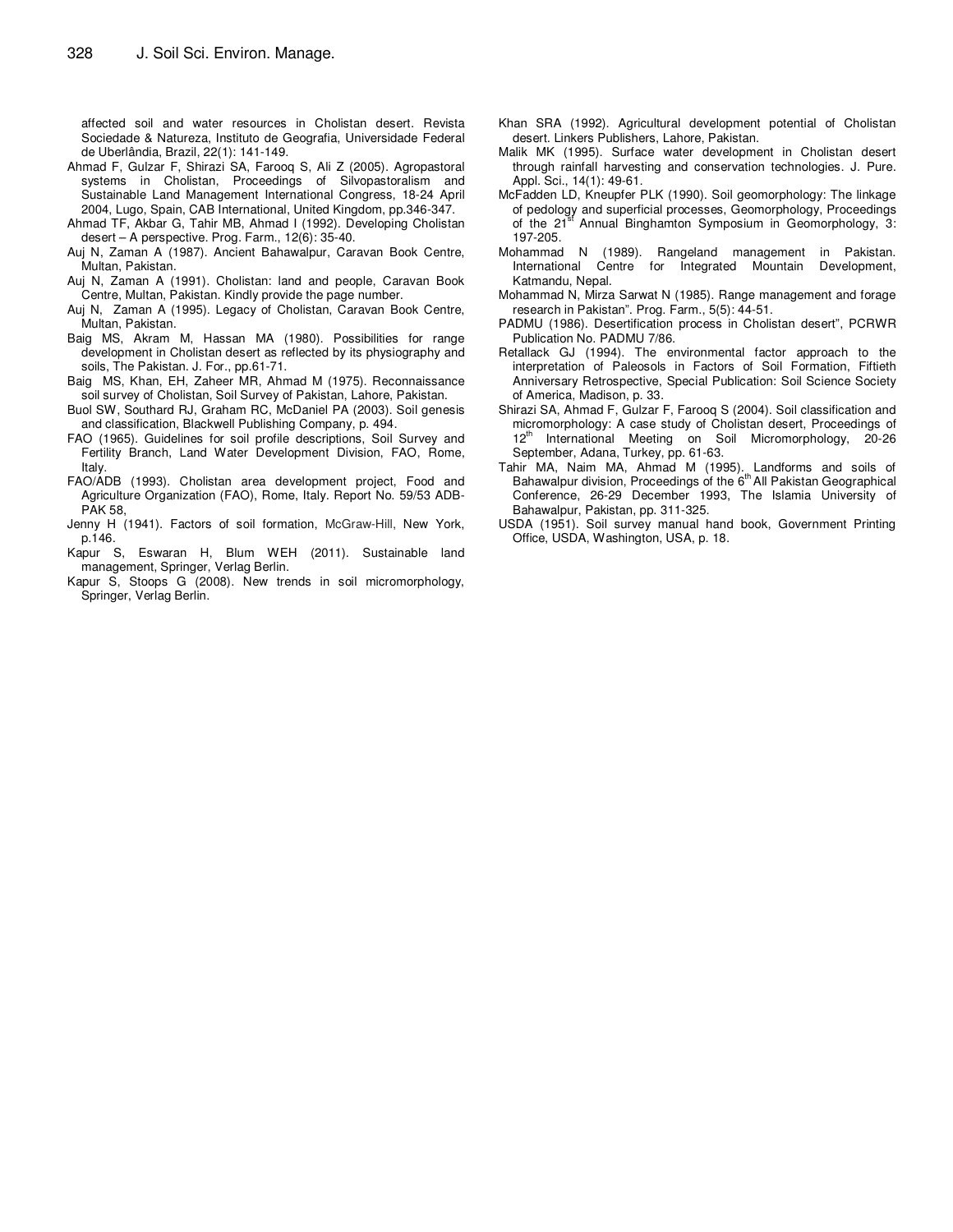affected soil and water resources in Cholistan desert. Revista Sociedade & Natureza, Instituto de Geografia, Universidade Federal de Uberlândia, Brazil, 22(1): 141-149.

Ahmad F, Gulzar F, Shirazi SA, Farooq S, Ali Z (2005). Agropastoral systems in Cholistan, Proceedings of Silvopastoralism and Sustainable Land Management International Congress, 18-24 April 2004, Lugo, Spain, CAB International, United Kingdom, pp.346-347.

Ahmad TF, Akbar G, Tahir MB, Ahmad I (1992). Developing Cholistan desert – A perspective. Prog. Farm., 12(6): 35-40.

Auj N, Zaman A (1987). Ancient Bahawalpur, Caravan Book Centre, Multan, Pakistan.

Auj N, Zaman A (1991). Cholistan: land and people, Caravan Book Centre, Multan, Pakistan. Kindly provide the page number.

Auj N, Zaman A (1995). Legacy of Cholistan, Caravan Book Centre, Multan, Pakistan.

Baig MS, Akram M, Hassan MA (1980). Possibilities for range development in Cholistan desert as reflected by its physiography and soils, The Pakistan. J. For., pp.61-71.

Baig MS, Khan, EH, Zaheer MR, Ahmad M (1975). Reconnaissance soil survey of Cholistan, Soil Survey of Pakistan, Lahore, Pakistan.

Buol SW, Southard RJ, Graham RC, McDaniel PA (2003). Soil genesis and classification, Blackwell Publishing Company, p. 494.

FAO (1965). Guidelines for soil profile descriptions, Soil Survey and Fertility Branch, Land Water Development Division, FAO, Rome, Italy.

FAO/ADB (1993). Cholistan area development project, Food and Agriculture Organization (FAO), Rome, Italy. Report No. 59/53 ADB-PAK 58,

Jenny H (1941). Factors of soil formation, McGraw-Hill, New York, p.146.

Kapur S, Eswaran H, Blum WEH (2011). Sustainable land management, Springer, Verlag Berlin.

Kapur S, Stoops G (2008). New trends in soil micromorphology, Springer, Verlag Berlin.

Khan SRA (1992). Agricultural development potential of Cholistan desert. Linkers Publishers, Lahore, Pakistan.

Malik MK (1995). Surface water development in Cholistan desert through rainfall harvesting and conservation technologies. J. Pure. Appl. Sci., 14(1): 49-61.

McFadden LD, Kneupfer PLK (1990). Soil geomorphology: The linkage of pedology and superficial processes, Geomorphology, Proceedings of the 21st Annual Binghamton Symposium in Geomorphology, 3: 197-205.

Mohammad N (1989). Rangeland management in Pakistan. International Centre for Integrated Mountain Development, Katmandu, Nepal.

Mohammad N, Mirza Sarwat N (1985). Range management and forage research in Pakistan". Prog. Farm., 5(5): 44-51.

PADMU (1986). Desertification process in Cholistan desert", PCRWR Publication No. PADMU 7/86.

Retallack GJ (1994). The environmental factor approach to the interpretation of Paleosols in Factors of Soil Formation, Fiftieth Anniversary Retrospective, Special Publication: Soil Science Society of America, Madison, p. 33.

Shirazi SA, Ahmad F, Gulzar F, Farooq S (2004). Soil classification and micromorphology: A case study of Cholistan desert, Proceedings of 12th International Meeting on Soil Micromorphology, 20-26 September, Adana, Turkey, pp. 61-63.

Tahir MA, Naim MA, Ahmad M (1995). Landforms and soils of Bahawalpur division, Proceedings of the 6th All Pakistan Geographical Conference, 26-29 December 1993, The Islamia University of Bahawalpur, Pakistan, pp. 311-325.

USDA (1951). Soil survey manual hand book, Government Printing Office, USDA, Washington, USA, p. 18.